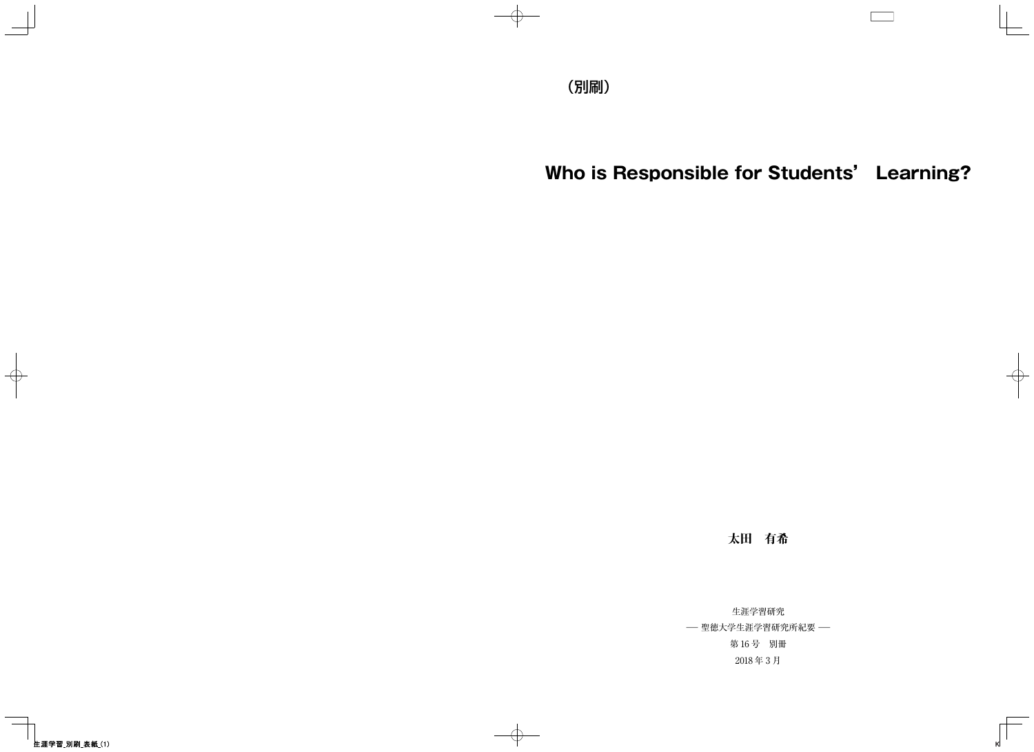（別刷）

# Who is Responsible for Students’ Learning?

太田　有希

生涯学習研究

── 聖徳大学生涯学習研究所紀要 ──

第 16 号　別冊

2018 年 3 月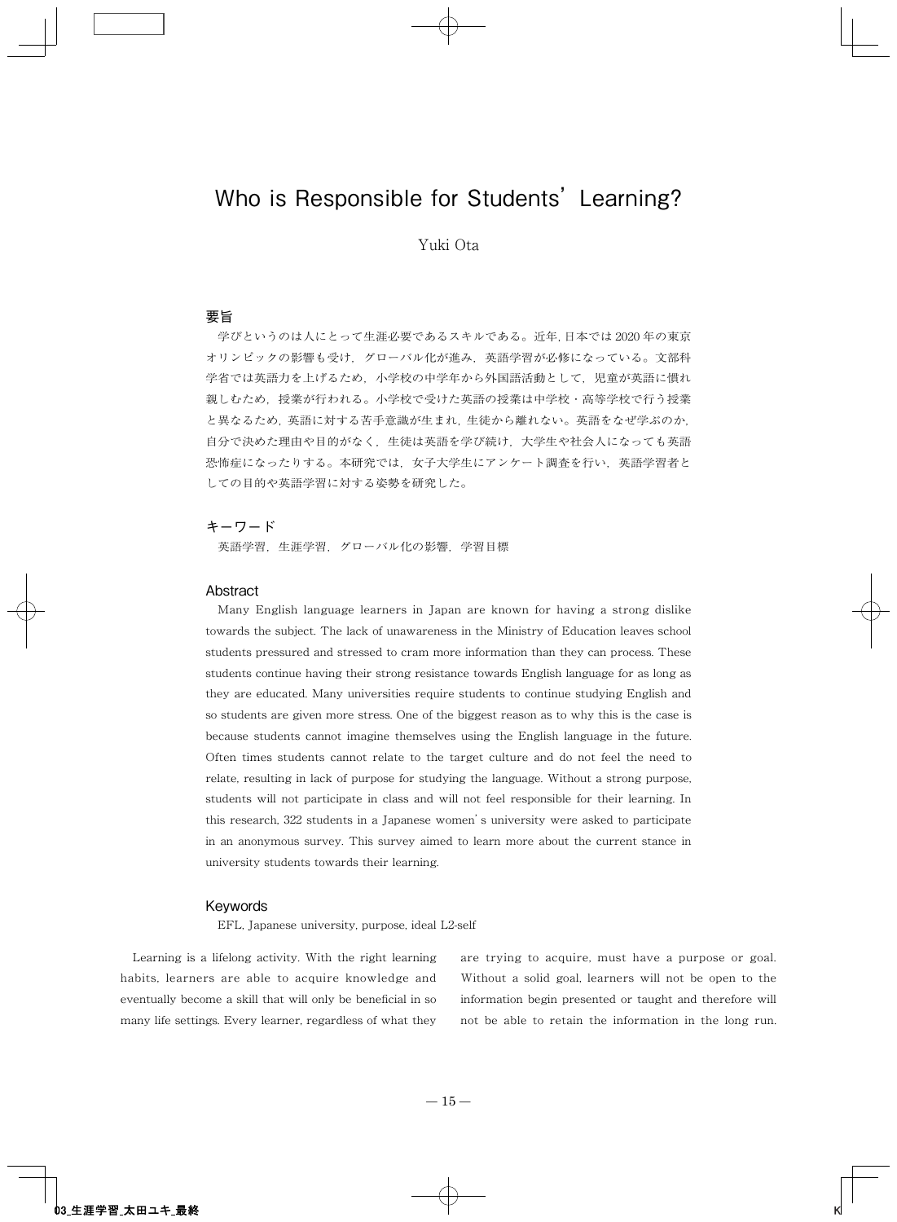# Who is Responsible for Students' Learning?

Yuki Ota

## 要旨

学びというのは人にとって生涯必要であるスキルである。近年，日本では 2020 年の東京オリンピックの影響も受け，グローバル化が進み，英語学習が必修になっている。文部科学省では英語力を上げるため，小学校の中学年から外国語活動として，児童が英語に慣れ親しむため，授業が行われる。小学校で受けた英語の授業は中学校・高等学校で行う授業と異なるため，英語に対する苦手意識が生まれ，生徒から離れない。英語をなぜ学ぶのか，自分で決めた理由や目的がなく，生徒は英語を学び続け，大学生や社会人になっても英語恐怖症になったりする。本研究では，女子大学生にアンケート調査を行い，英語学習者としての目的や英語学習に対する姿勢を研究した。

## キーワード

英語学習，生涯学習，グローバル化の影響，学習目標

## Abstract

Many English language learners in Japan are known for having a strong dislike towards the subject. The lack of unawareness in the Ministry of Education leaves school students pressured and stressed to cram more information than they can process. These students continue having their strong resistance towards English language for as long as they are educated. Many universities require students to continue studying English and so students are given more stress. One of the biggest reason as to why this is the case is because students cannot imagine themselves using the English language in the future. Often times students cannot relate to the target culture and do not feel the need to relate, resulting in lack of purpose for studying the language. Without a strong purpose, students will not participate in class and will not feel responsible for their learning. In this research, 322 students in a Japanese women's university were asked to participate in an anonymous survey. This survey aimed to learn more about the current stance in university students towards their learning.

## Keywords

EFL, Japanese university, purpose, ideal L2-self

Learning is a lifelong activity. With the right learning habits, learners are able to acquire knowledge and eventually become a skill that will only be beneficial in so many life settings. Every learner, regardless of what they are trying to acquire, must have a purpose or goal. Without a solid goal, learners will not be open to the information begin presented or taught and therefore will not be able to retain the information in the long run.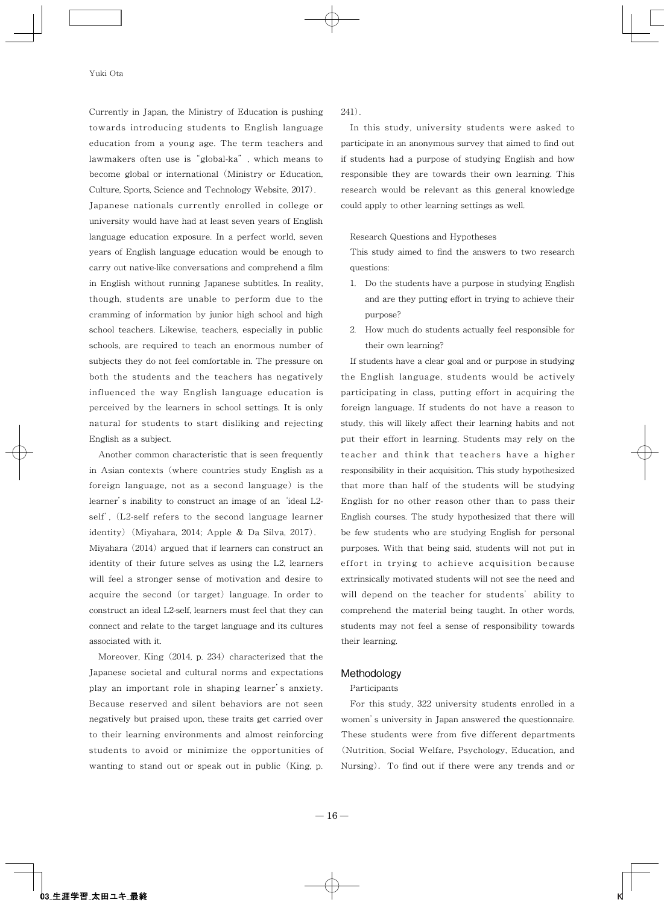Currently in Japan, the Ministry of Education is pushing towards introducing students to English language education from a young age. The term teachers and lawmakers often use is "global-ka", which means to become global or international (Ministry or Education, Culture, Sports, Science and Technology Website, 2017). Japanese nationals currently enrolled in college or university would have had at least seven years of English language education exposure. In a perfect world, seven years of English language education would be enough to carry out native-like conversations and comprehend a film in English without running Japanese subtitles. In reality, though, students are unable to perform due to the cramming of information by junior high school and high school teachers. Likewise, teachers, especially in public schools, are required to teach an enormous number of subjects they do not feel comfortable in. The pressure on both the students and the teachers has negatively influenced the way English language education is perceived by the learners in school settings. It is only natural for students to start disliking and rejecting English as a subject.

Another common characteristic that is seen frequently in Asian contexts (where countries study English as a foreign language, not as a second language) is the learner's inability to construct an image of an 'ideal L2-self', (L2-self refers to the second language learner identity) (Miyahara, 2014; Apple & Da Silva, 2017). Miyahara (2014) argued that if learners can construct an identity of their future selves as using the L2, learners will feel a stronger sense of motivation and desire to acquire the second (or target) language. In order to construct an ideal L2-self, learners must feel that they can connect and relate to the target language and its cultures associated with it.

Moreover, King (2014, p. 234) characterized that the Japanese societal and cultural norms and expectations play an important role in shaping learner's anxiety. Because reserved and silent behaviors are not seen negatively but praised upon, these traits get carried over to their learning environments and almost reinforcing students to avoid or minimize the opportunities of wanting to stand out or speak out in public (King, p. 241).

In this study, university students were asked to participate in an anonymous survey that aimed to find out if students had a purpose of studying English and how responsible they are towards their own learning. This research would be relevant as this general knowledge could apply to other learning settings as well.

### Research Questions and Hypotheses

This study aimed to find the answers to two research questions:

1. Do the students have a purpose in studying English and are they putting effort in trying to achieve their purpose?
2. How much do students actually feel responsible for their own learning?

If students have a clear goal and or purpose in studying the English language, students would be actively participating in class, putting effort in acquiring the foreign language. If students do not have a reason to study, this will likely affect their learning habits and not put their effort in learning. Students may rely on the teacher and think that teachers have a higher responsibility in their acquisition. This study hypothesized that more than half of the students will be studying English for no other reason other than to pass their English courses. The study hypothesized that there will be few students who are studying English for personal purposes. With that being said, students will not put in effort in trying to achieve acquisition because extrinsically motivated students will not see the need and will depend on the teacher for students' ability to comprehend the material being taught. In other words, students may not feel a sense of responsibility towards their learning.

## Methodology

### Participants

For this study, 322 university students enrolled in a women's university in Japan answered the questionnaire. These students were from five different departments (Nutrition, Social Welfare, Psychology, Education, and Nursing). To find out if there were any trends and or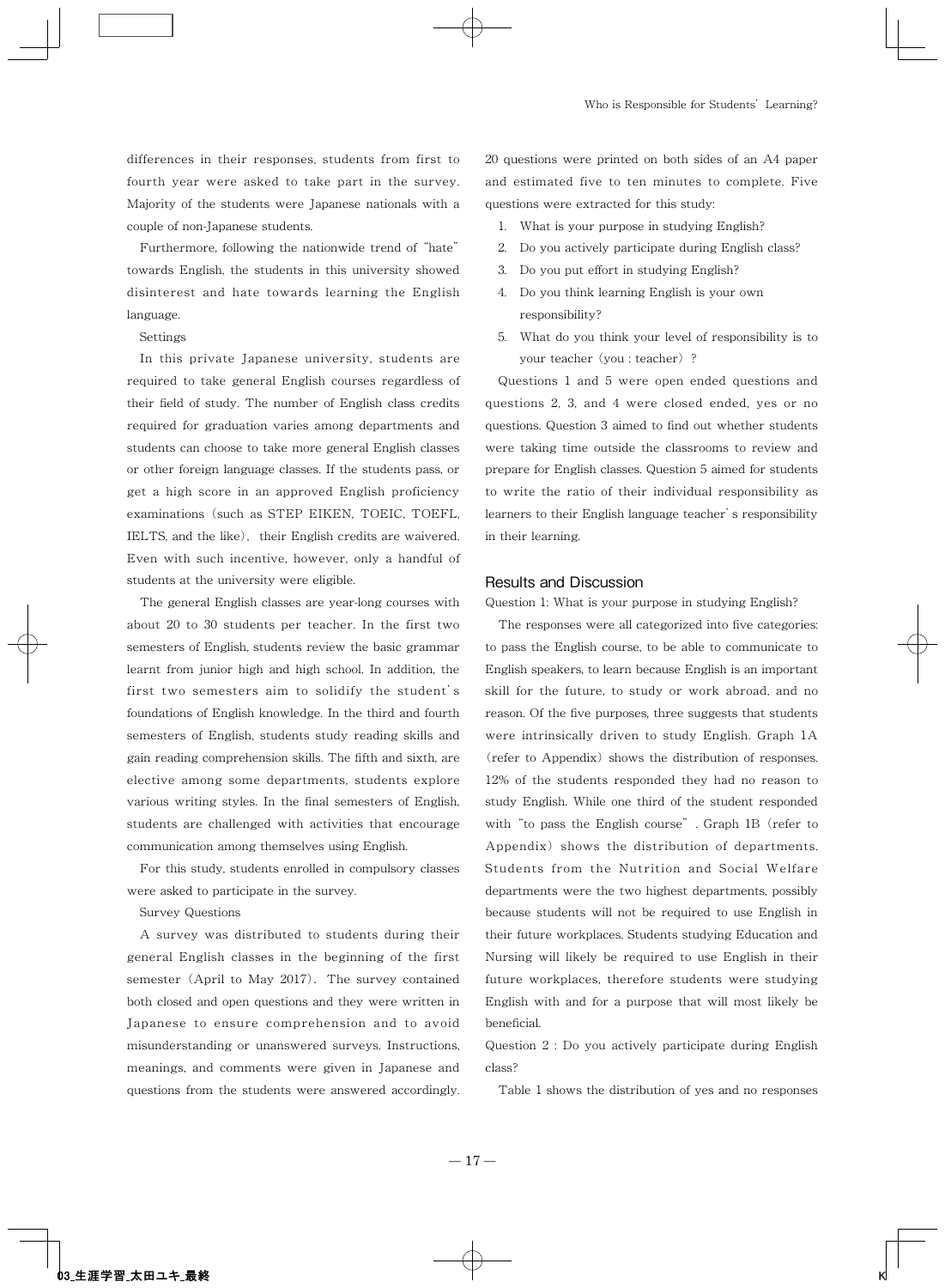differences in their responses, students from first to fourth year were asked to take part in the survey. Majority of the students were Japanese nationals with a couple of non-Japanese students.

Furthermore, following the nationwide trend of "hate" towards English, the students in this university showed disinterest and hate towards learning the English language.

Settings

In this private Japanese university, students are required to take general English courses regardless of their field of study. The number of English class credits required for graduation varies among departments and students can choose to take more general English classes or other foreign language classes. If the students pass, or get a high score in an approved English proficiency examinations (such as STEP EIKEN, TOEIC, TOEFL, IELTS, and the like), their English credits are waivered. Even with such incentive, however, only a handful of students at the university were eligible.

The general English classes are year-long courses with about 20 to 30 students per teacher. In the first two semesters of English, students review the basic grammar learnt from junior high and high school. In addition, the first two semesters aim to solidify the student's foundations of English knowledge. In the third and fourth semesters of English, students study reading skills and gain reading comprehension skills. The fifth and sixth, are elective among some departments, students explore various writing styles. In the final semesters of English, students are challenged with activities that encourage communication among themselves using English.

For this study, students enrolled in compulsory classes were asked to participate in the survey.

Survey Questions

A survey was distributed to students during their general English classes in the beginning of the first semester (April to May 2017). The survey contained both closed and open questions and they were written in Japanese to ensure comprehension and to avoid misunderstanding or unanswered surveys. Instructions, meanings, and comments were given in Japanese and questions from the students were answered accordingly. 20 questions were printed on both sides of an A4 paper and estimated five to ten minutes to complete. Five questions were extracted for this study:

1. What is your purpose in studying English?
2. Do you actively participate during English class?
3. Do you put effort in studying English?
4. Do you think learning English is your own responsibility?
5. What do you think your level of responsibility is to your teacher (you : teacher)?

Questions 1 and 5 were open ended questions and questions 2, 3, and 4 were closed ended, yes or no questions. Question 3 aimed to find out whether students were taking time outside the classrooms to review and prepare for English classes. Question 5 aimed for students to write the ratio of their individual responsibility as learners to their English language teacher's responsibility in their learning.

## Results and Discussion

Question 1: What is your purpose in studying English?

The responses were all categorized into five categories: to pass the English course, to be able to communicate to English speakers, to learn because English is an important skill for the future, to study or work abroad, and no reason. Of the five purposes, three suggests that students were intrinsically driven to study English. Graph 1A (refer to Appendix) shows the distribution of responses. 12% of the students responded they had no reason to study English. While one third of the student responded with "to pass the English course". Graph 1B (refer to Appendix) shows the distribution of departments. Students from the Nutrition and Social Welfare departments were the two highest departments, possibly because students will not be required to use English in their future workplaces. Students studying Education and Nursing will likely be required to use English in their future workplaces, therefore students were studying English with and for a purpose that will most likely be beneficial.

Question 2 : Do you actively participate during English class?

Table 1 shows the distribution of yes and no responses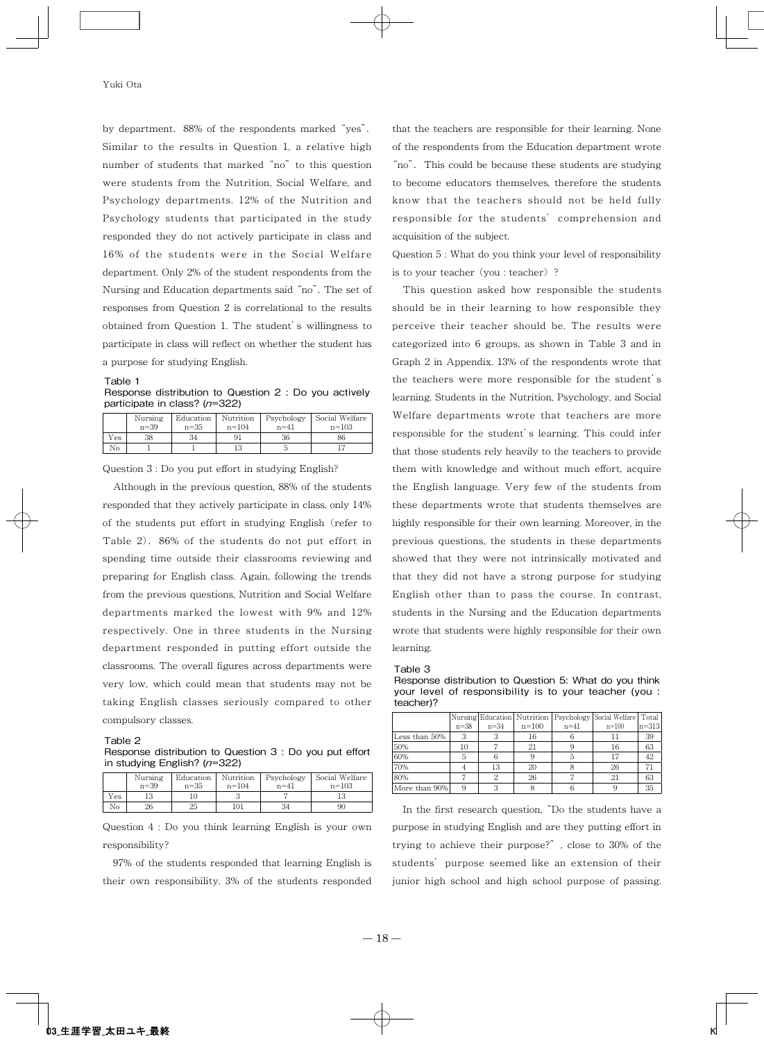by department. 88% of the respondents marked "yes". Similar to the results in Question 1, a relative high number of students that marked "no" to this question were students from the Nutrition, Social Welfare, and Psychology departments. 12% of the Nutrition and Psychology students that participated in the study responded they do not actively participate in class and 16% of the students were in the Social Welfare department. Only 2% of the student respondents from the Nursing and Education departments said "no". The set of responses from Question 2 is correlational to the results obtained from Question 1. The student's willingness to participate in class will reflect on whether the student has a purpose for studying English.

Table 1
Response distribution to Question 2 : Do you actively participate in class? (*n*=322)

| | Nursing n=39 | Education n=35 | Nutrition n=104 | Psychology n=41 | Social Welfare n=103 |
|---|---|---|---|---|---|
| Yes | 38 | 34 | 91 | 36 | 86 |
| No | 1 | 1 | 13 | 5 | 17 |

Question 3 : Do you put effort in studying English?

Although in the previous question, 88% of the students responded that they actively participate in class, only 14% of the students put effort in studying English (refer to Table 2). 86% of the students do not put effort in spending time outside their classrooms reviewing and preparing for English class. Again, following the trends from the previous questions, Nutrition and Social Welfare departments marked the lowest with 9% and 12% respectively. One in three students in the Nursing department responded in putting effort outside the classrooms. The overall figures across departments were very low, which could mean that students may not be taking English classes seriously compared to other compulsory classes.

Table 2
Response distribution to Question 3 : Do you put effort in studying English? (*n*=322)

| | Nursing n=39 | Education n=35 | Nutrition n=104 | Psychology n=41 | Social Welfare n=103 |
|---|---|---|---|---|---|
| Yes | 13 | 10 | 3 | 7 | 13 |
| No | 26 | 25 | 101 | 34 | 90 |

Question 4 : Do you think learning English is your own responsibility?

97% of the students responded that learning English is their own responsibility. 3% of the students responded that the teachers are responsible for their learning. None of the respondents from the Education department wrote "no". This could be because these students are studying to become educators themselves, therefore the students know that the teachers should not be held fully responsible for the students' comprehension and acquisition of the subject.

Question 5 : What do you think your level of responsibility is to your teacher (you : teacher) ?

This question asked how responsible the students should be in their learning to how responsible they perceive their teacher should be. The results were categorized into 6 groups, as shown in Table 3 and in Graph 2 in Appendix. 13% of the respondents wrote that the teachers were more responsible for the student's learning. Students in the Nutrition, Psychology, and Social Welfare departments wrote that teachers are more responsible for the student's learning. This could infer that those students rely heavily to the teachers to provide them with knowledge and without much effort, acquire the English language. Very few of the students from these departments wrote that students themselves are highly responsible for their own learning. Moreover, in the previous questions, the students in these departments showed that they were not intrinsically motivated and that they did not have a strong purpose for studying English other than to pass the course. In contrast, students in the Nursing and the Education departments wrote that students were highly responsible for their own learning.

Table 3
Response distribution to Question 5: What do you think your level of responsibility is to your teacher (you : teacher)?

| | Nursing n=38 | Education n=34 | Nutrition n=100 | Psychology n=41 | Social Welfare n=100 | Total n=313 |
|---|---|---|---|---|---|---|
| Less than 50% | 3 | 3 | 16 | 6 | 11 | 39 |
| 50% | 10 | 7 | 21 | 9 | 16 | 63 |
| 60% | 5 | 6 | 9 | 5 | 17 | 42 |
| 70% | 4 | 13 | 20 | 8 | 26 | 71 |
| 80% | 7 | 2 | 26 | 7 | 21 | 63 |
| More than 90% | 9 | 3 | 8 | 6 | 9 | 35 |

In the first research question, "Do the students have a purpose in studying English and are they putting effort in trying to achieve their purpose?" , close to 30% of the students' purpose seemed like an extension of their junior high school and high school purpose of passing.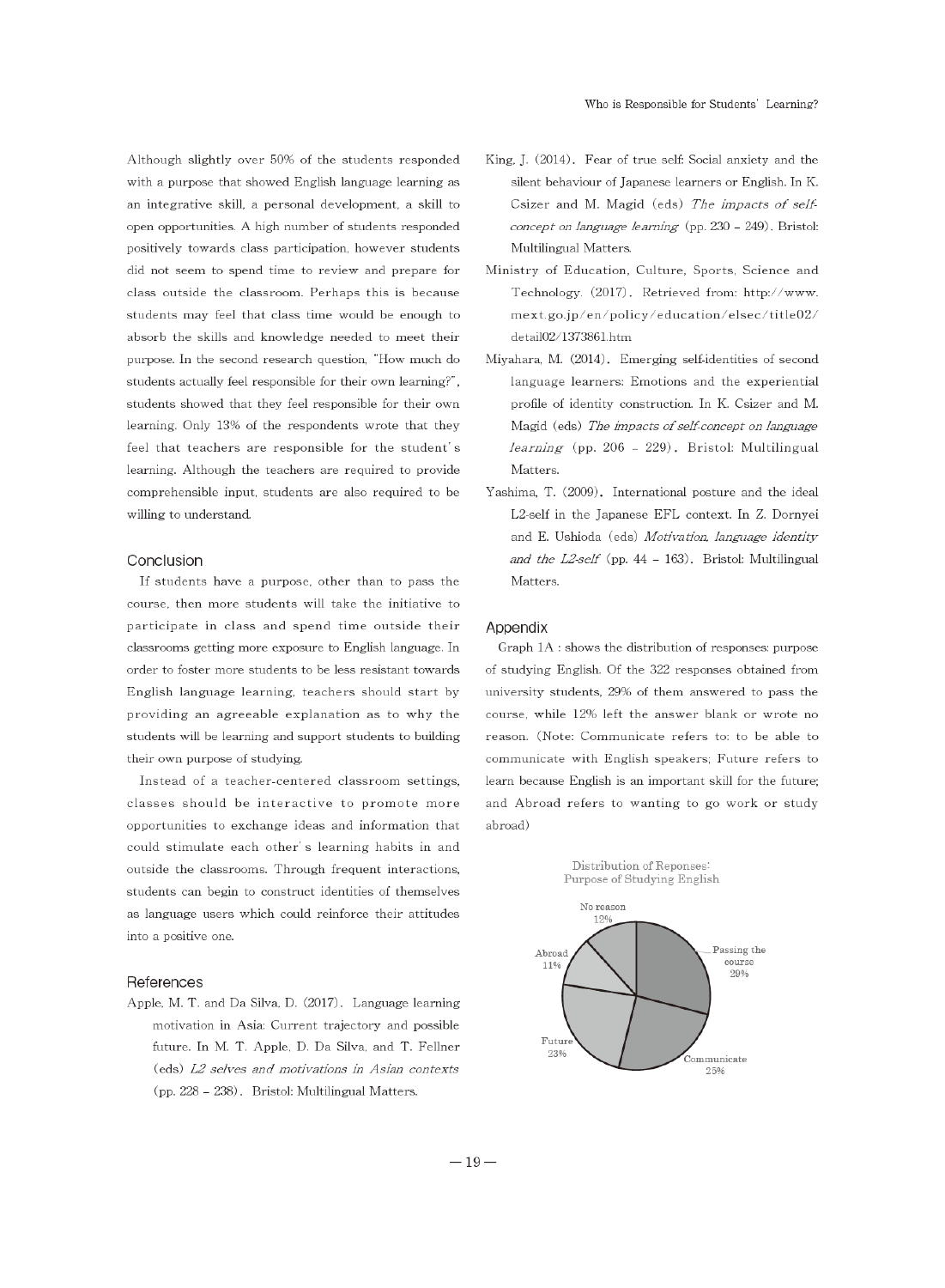Although slightly over 50% of the students responded with a purpose that showed English language learning as an integrative skill, a personal development, a skill to open opportunities. A high number of students responded positively towards class participation, however students did not seem to spend time to review and prepare for class outside the classroom. Perhaps this is because students may feel that class time would be enough to absorb the skills and knowledge needed to meet their purpose. In the second research question, "How much do students actually feel responsible for their own learning?", students showed that they feel responsible for their own learning. Only 13% of the respondents wrote that they feel that teachers are responsible for the student's learning. Although the teachers are required to provide comprehensible input, students are also required to be willing to understand.

## Conclusion

If students have a purpose, other than to pass the course, then more students will take the initiative to participate in class and spend time outside their classrooms getting more exposure to English language. In order to foster more students to be less resistant towards English language learning, teachers should start by providing an agreeable explanation as to why the students will be learning and support students to building their own purpose of studying.

Instead of a teacher-centered classroom settings, classes should be interactive to promote more opportunities to exchange ideas and information that could stimulate each other's learning habits in and outside the classrooms. Through frequent interactions, students can begin to construct identities of themselves as language users which could reinforce their attitudes into a positive one.

## References

Apple, M. T. and Da Silva, D. (2017). Language learning motivation in Asia: Current trajectory and possible future. In M. T. Apple, D. Da Silva, and T. Fellner (eds) *L2 selves and motivations in Asian contexts* (pp. 228 – 238). Bristol: Multilingual Matters.

King, J. (2014). Fear of true self: Social anxiety and the silent behaviour of Japanese learners or English. In K. Csizer and M. Magid (eds) *The impacts of self-concept on language learning* (pp. 230 – 249). Bristol: Multilingual Matters.

Ministry of Education, Culture, Sports, Science and Technology. (2017). Retrieved from: http://www.mext.go.jp/en/policy/education/elsec/title02/detail02/1373861.htm

Miyahara, M. (2014). Emerging self-identities of second language learners: Emotions and the experiential profile of identity construction. In K. Csizer and M. Magid (eds) *The impacts of self-concept on language learning* (pp. 206 – 229). Bristol: Multilingual Matters.

Yashima, T. (2009). International posture and the ideal L2-self in the Japanese EFL context. In Z. Dornyei and E. Ushioda (eds) *Motivation, language identity and the L2-self* (pp. 44 – 163). Bristol: Multilingual Matters.

## Appendix

Graph 1A : shows the distribution of responses: purpose of studying English. Of the 322 responses obtained from university students, 29% of them answered to pass the course, while 12% left the answer blank or wrote no reason. (Note: Communicate refers to: to be able to communicate with English speakers; Future refers to learn because English is an important skill for the future; and Abroad refers to wanting to go work or study abroad)

Distribution of Reponses: Purpose of Studying English

| Response | Percentage |
| --- | --- |
| Passing the course | 29% |
| Communicate | 25% |
| Future | 23% |
| No reason | 12% |
| Abroad | 11% |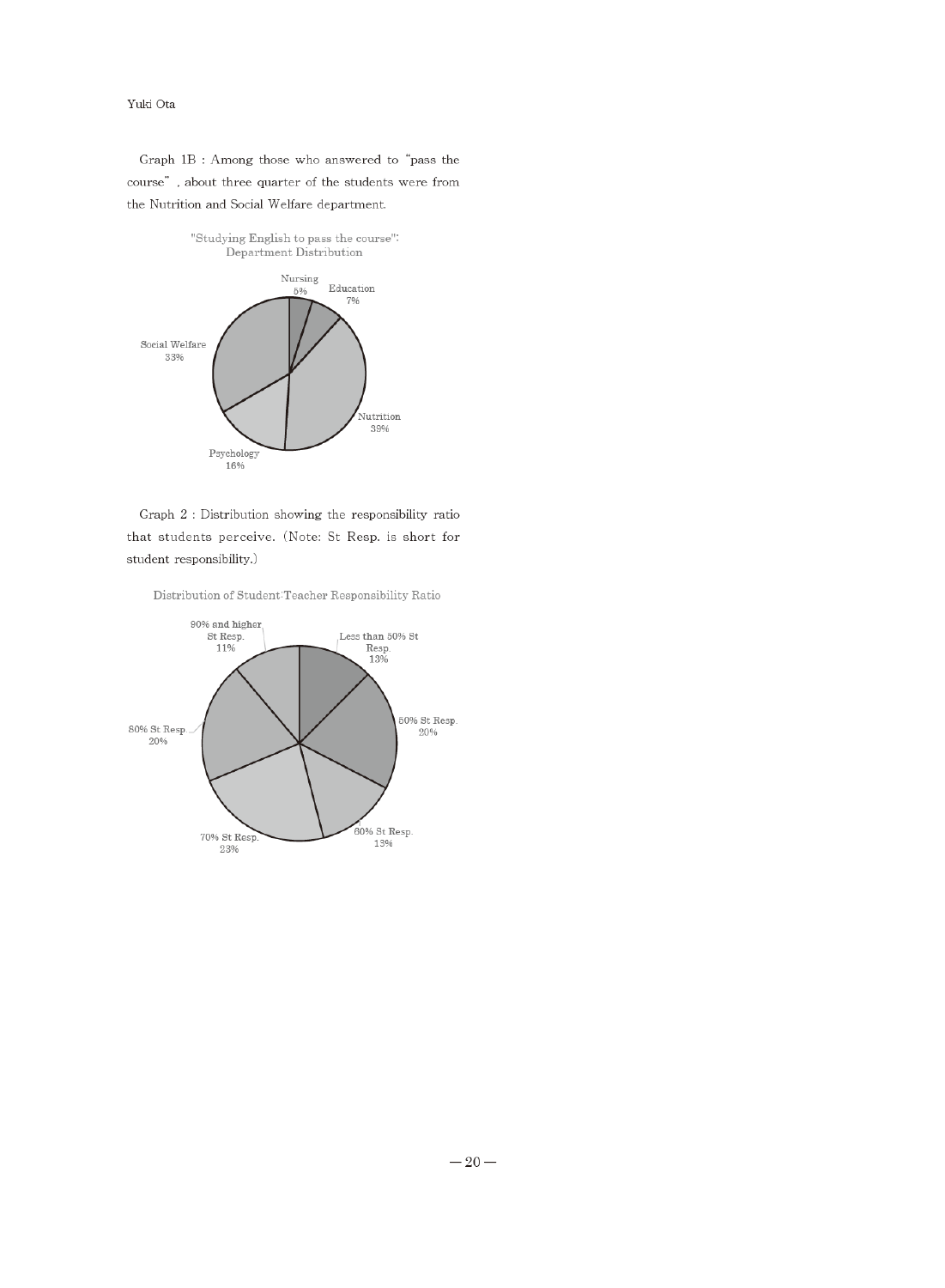Graph 1B : Among those who answered to "pass the course" , about three quarter of the students were from the Nutrition and Social Welfare department.

"Studying English to pass the course": Department Distribution

Nursing 5%

Education 7%

Nutrition 39%

Psychology 16%

Social Welfare 33%

Graph 2 : Distribution showing the responsibility ratio that students perceive. (Note: St Resp. is short for student responsibility.)

Distribution of Student:Teacher Responsibility Ratio

Less than 50% St Resp. 13%

50% St Resp. 20%

60% St Resp. 13%

70% St Resp. 23%

80% St Resp 20%

90% and higher St Resp. 11%